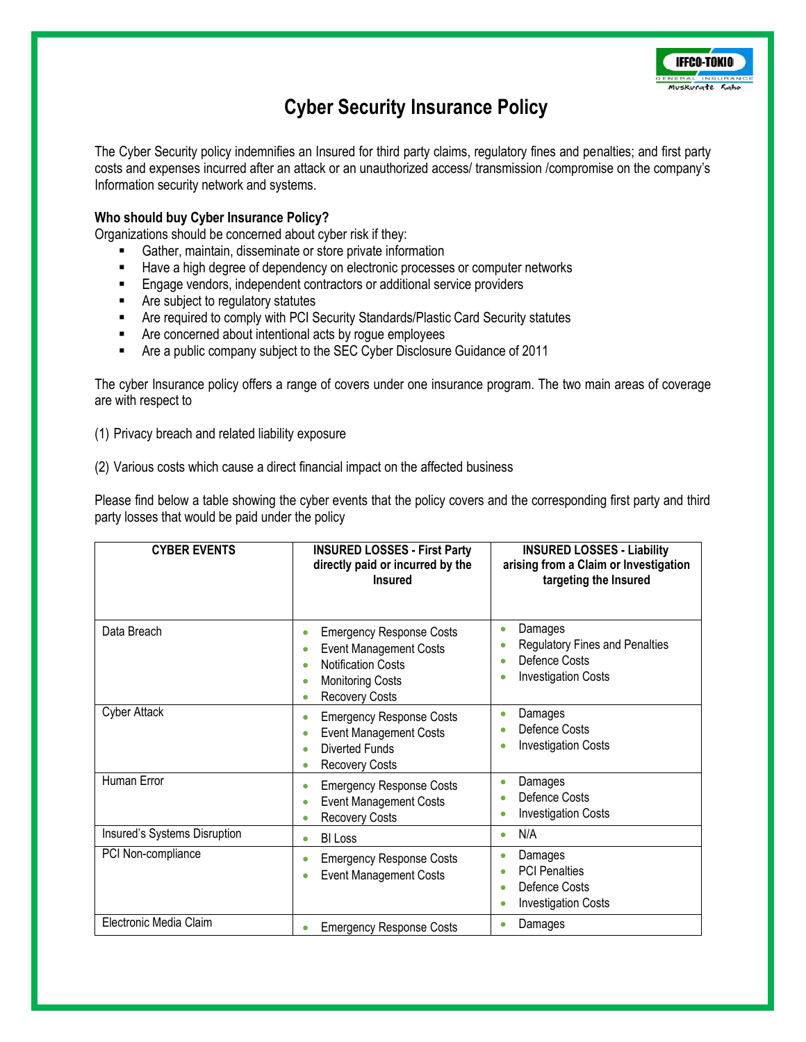# Cyber Security Insurance Policy

The Cyber Security policy indemnifies an Insured for third party claims, regulatory fines and penalties; and first party costs and expenses incurred after an attack or an unauthorized access/ transmission /compromise on the company's Information security network and systems.

**Who should buy Cyber Insurance Policy?**

Organizations should be concerned about cyber risk if they:

- Gather, maintain, disseminate or store private information
- Have a high degree of dependency on electronic processes or computer networks
- Engage vendors, independent contractors or additional service providers
- Are subject to regulatory statutes
- Are required to comply with PCI Security Standards/Plastic Card Security statutes
- Are concerned about intentional acts by rogue employees
- Are a public company subject to the SEC Cyber Disclosure Guidance of 2011

The cyber Insurance policy offers a range of covers under one insurance program. The two main areas of coverage are with respect to

(1) Privacy breach and related liability exposure

(2) Various costs which cause a direct financial impact on the affected business

Please find below a table showing the cyber events that the policy covers and the corresponding first party and third party losses that would be paid under the policy

| CYBER EVENTS | INSURED LOSSES - First Party directly paid or incurred by the Insured | INSURED LOSSES - Liability arising from a Claim or Investigation targeting the Insured |
|---|---|---|
| Data Breach | • Emergency Response Costs<br>• Event Management Costs<br>• Notification Costs<br>• Monitoring Costs<br>• Recovery Costs | • Damages<br>• Regulatory Fines and Penalties<br>• Defence Costs<br>• Investigation Costs |
| Cyber Attack | • Emergency Response Costs<br>• Event Management Costs<br>• Diverted Funds<br>• Recovery Costs | • Damages<br>• Defence Costs<br>• Investigation Costs |
| Human Error | • Emergency Response Costs<br>• Event Management Costs<br>• Recovery Costs | • Damages<br>• Defence Costs<br>• Investigation Costs |
| Insured's Systems Disruption | • BI Loss | • N/A |
| PCI Non-compliance | • Emergency Response Costs<br>• Event Management Costs | • Damages<br>• PCI Penalties<br>• Defence Costs<br>• Investigation Costs |
| Electronic Media Claim | • Emergency Response Costs | • Damages |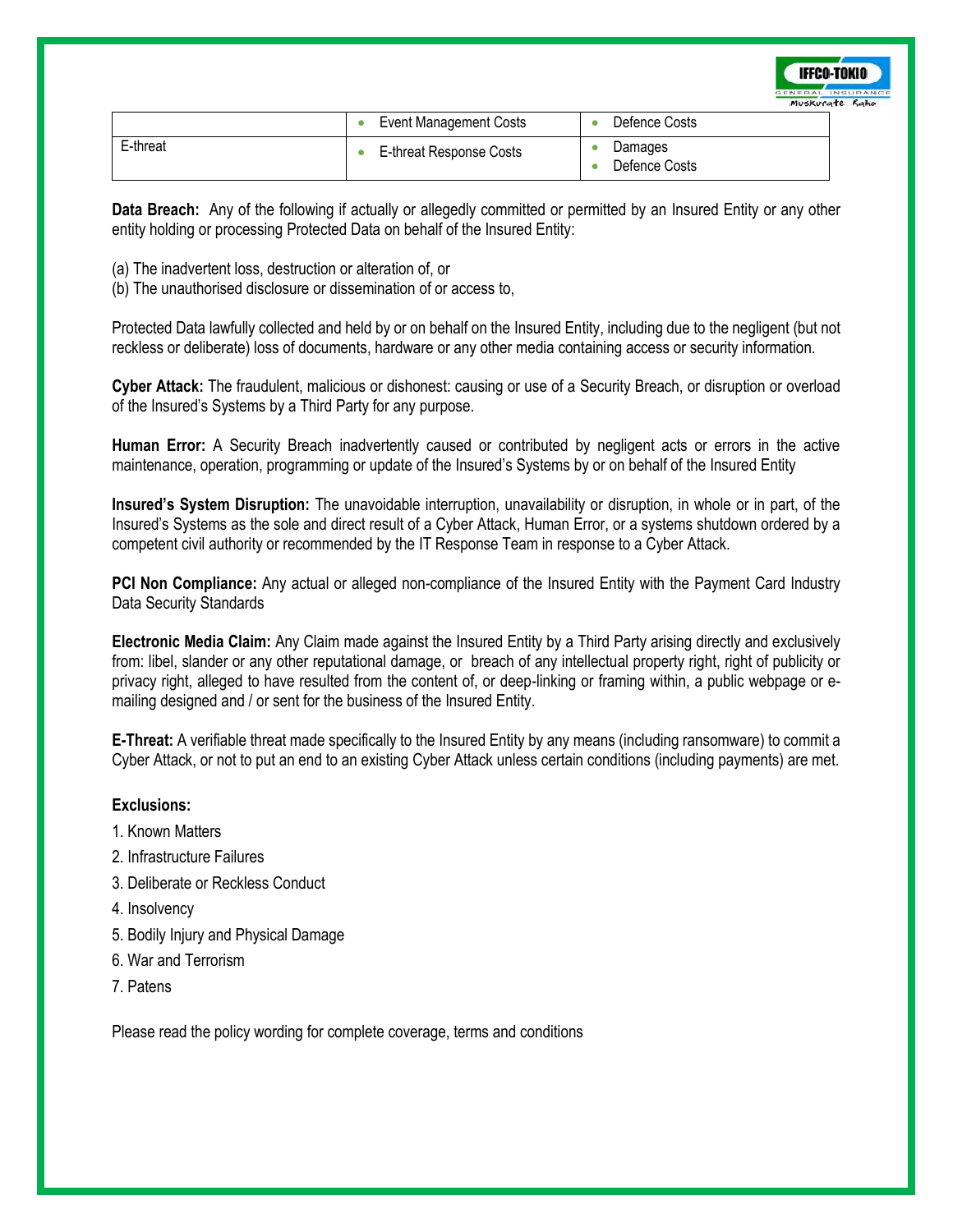| | | |
|---|---|---|
| | • Event Management Costs | • Defence Costs |
| E-threat | • E-threat Response Costs | • Damages<br>• Defence Costs |

**Data Breach:** Any of the following if actually or allegedly committed or permitted by an Insured Entity or any other entity holding or processing Protected Data on behalf of the Insured Entity:

(a) The inadvertent loss, destruction or alteration of, or
(b) The unauthorised disclosure or dissemination of or access to,

Protected Data lawfully collected and held by or on behalf on the Insured Entity, including due to the negligent (but not reckless or deliberate) loss of documents, hardware or any other media containing access or security information.

**Cyber Attack:** The fraudulent, malicious or dishonest: causing or use of a Security Breach, or disruption or overload of the Insured's Systems by a Third Party for any purpose.

**Human Error:** A Security Breach inadvertently caused or contributed by negligent acts or errors in the active maintenance, operation, programming or update of the Insured's Systems by or on behalf of the Insured Entity

**Insured's System Disruption:** The unavoidable interruption, unavailability or disruption, in whole or in part, of the Insured's Systems as the sole and direct result of a Cyber Attack, Human Error, or a systems shutdown ordered by a competent civil authority or recommended by the IT Response Team in response to a Cyber Attack.

**PCI Non Compliance:** Any actual or alleged non-compliance of the Insured Entity with the Payment Card Industry Data Security Standards

**Electronic Media Claim:** Any Claim made against the Insured Entity by a Third Party arising directly and exclusively from: libel, slander or any other reputational damage, or breach of any intellectual property right, right of publicity or privacy right, alleged to have resulted from the content of, or deep-linking or framing within, a public webpage or e-mailing designed and / or sent for the business of the Insured Entity.

**E-Threat:** A verifiable threat made specifically to the Insured Entity by any means (including ransomware) to commit a Cyber Attack, or not to put an end to an existing Cyber Attack unless certain conditions (including payments) are met.

**Exclusions:**

1. Known Matters
2. Infrastructure Failures
3. Deliberate or Reckless Conduct
4. Insolvency
5. Bodily Injury and Physical Damage
6. War and Terrorism
7. Patens

Please read the policy wording for complete coverage, terms and conditions